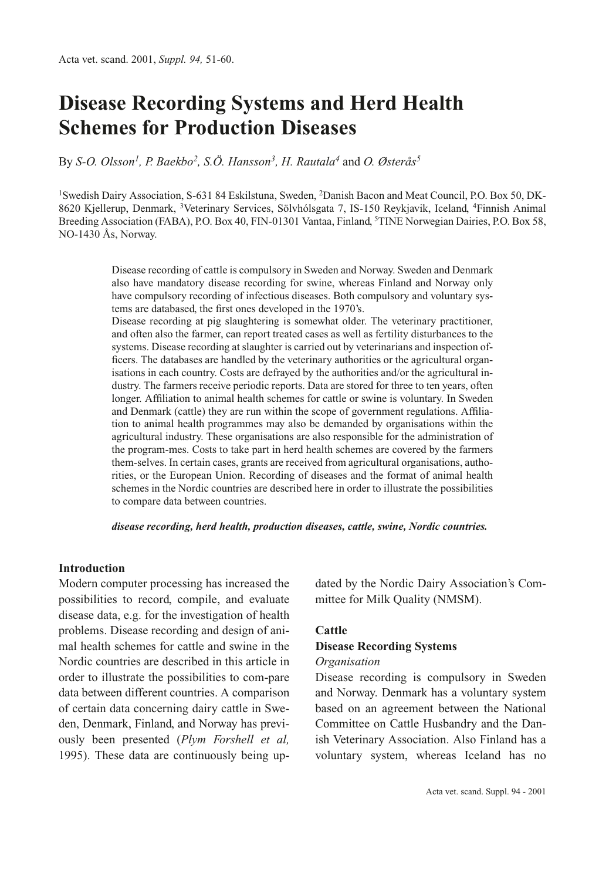# Disease Recording Systems and Herd Health Schemes for Production Diseases

By *S-O. Olsson[1], P. Baekbo[2], S.Ö. Hansson[3], H. Rautala[4]* and *O. Østerås[5]*

[1]Swedish Dairy Association, S-631 84 Eskilstuna, Sweden, [2]Danish Bacon and Meat Council, P.O. Box 50, DK-8620 Kjellerup, Denmark, [3]Veterinary Services, Sölvhólsgata 7, IS-150 Reykjavik, Iceland, [4]Finnish Animal Breeding Association (FABA), P.O. Box 40, FIN-01301 Vantaa, Finland, [5]TINE Norwegian Dairies, P.O. Box 58, NO-1430 Ås, Norway.

Disease recording of cattle is compulsory in Sweden and Norway. Sweden and Denmark also have mandatory disease recording for swine, whereas Finland and Norway only have compulsory recording of infectious diseases. Both compulsory and voluntary systems are databased, the first ones developed in the 1970's.
Disease recording at pig slaughtering is somewhat older. The veterinary practitioner, and often also the farmer, can report treated cases as well as fertility disturbances to the systems. Disease recording at slaughter is carried out by veterinarians and inspection officers. The databases are handled by the veterinary authorities or the agricultural organisations in each country. Costs are defrayed by the authorities and/or the agricultural industry. The farmers receive periodic reports. Data are stored for three to ten years, often longer. Affiliation to animal health schemes for cattle or swine is voluntary. In Sweden and Denmark (cattle) they are run within the scope of government regulations. Affiliation to animal health programmes may also be demanded by organisations within the agricultural industry. These organisations are also responsible for the administration of the program-mes. Costs to take part in herd health schemes are covered by the farmers them-selves. In certain cases, grants are received from agricultural organisations, authorities, or the European Union. Recording of diseases and the format of animal health schemes in the Nordic countries are described here in order to illustrate the possibilities to compare data between countries.

***disease recording, herd health, production diseases, cattle, swine, Nordic countries.***

## Introduction

Modern computer processing has increased the possibilities to record, compile, and evaluate disease data, e.g. for the investigation of health problems. Disease recording and design of animal health schemes for cattle and swine in the Nordic countries are described in this article in order to illustrate the possibilities to compare data between different countries. A comparison of certain data concerning dairy cattle in Sweden, Denmark, Finland, and Norway has previously been presented (*Plym Forshell et al,* 1995). These data are continuously being updated by the Nordic Dairy Association's Committee for Milk Quality (NMSM).

## Cattle

### Disease Recording Systems

*Organisation*

Disease recording is compulsory in Sweden and Norway. Denmark has a voluntary system based on an agreement between the National Committee on Cattle Husbandry and the Danish Veterinary Association. Also Finland has a voluntary system, whereas Iceland has no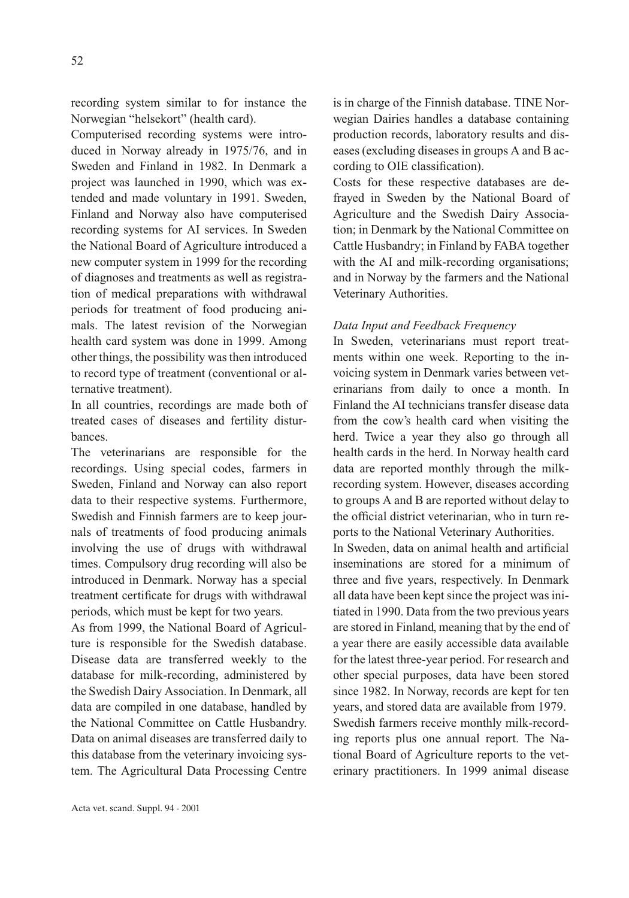recording system similar to for instance the Norwegian "helsekort" (health card).

Computerised recording systems were introduced in Norway already in 1975/76, and in Sweden and Finland in 1982. In Denmark a project was launched in 1990, which was extended and made voluntary in 1991. Sweden, Finland and Norway also have computerised recording systems for AI services. In Sweden the National Board of Agriculture introduced a new computer system in 1999 for the recording of diagnoses and treatments as well as registration of medical preparations with withdrawal periods for treatment of food producing animals. The latest revision of the Norwegian health card system was done in 1999. Among other things, the possibility was then introduced to record type of treatment (conventional or alternative treatment).

In all countries, recordings are made both of treated cases of diseases and fertility disturbances.

The veterinarians are responsible for the recordings. Using special codes, farmers in Sweden, Finland and Norway can also report data to their respective systems. Furthermore, Swedish and Finnish farmers are to keep journals of treatments of food producing animals involving the use of drugs with withdrawal times. Compulsory drug recording will also be introduced in Denmark. Norway has a special treatment certificate for drugs with withdrawal periods, which must be kept for two years.

As from 1999, the National Board of Agriculture is responsible for the Swedish database. Disease data are transferred weekly to the database for milk-recording, administered by the Swedish Dairy Association. In Denmark, all data are compiled in one database, handled by the National Committee on Cattle Husbandry. Data on animal diseases are transferred daily to this database from the veterinary invoicing system. The Agricultural Data Processing Centre is in charge of the Finnish database. TINE Norwegian Dairies handles a database containing production records, laboratory results and diseases (excluding diseases in groups A and B according to OIE classification).

Costs for these respective databases are defrayed in Sweden by the National Board of Agriculture and the Swedish Dairy Association; in Denmark by the National Committee on Cattle Husbandry; in Finland by FABA together with the AI and milk-recording organisations; and in Norway by the farmers and the National Veterinary Authorities.

*Data Input and Feedback Frequency*

In Sweden, veterinarians must report treatments within one week. Reporting to the invoicing system in Denmark varies between veterinarians from daily to once a month. In Finland the AI technicians transfer disease data from the cow's health card when visiting the herd. Twice a year they also go through all health cards in the herd. In Norway health card data are reported monthly through the milk-recording system. However, diseases according to groups A and B are reported without delay to the official district veterinarian, who in turn reports to the National Veterinary Authorities.

In Sweden, data on animal health and artificial inseminations are stored for a minimum of three and five years, respectively. In Denmark all data have been kept since the project was initiated in 1990. Data from the two previous years are stored in Finland, meaning that by the end of a year there are easily accessible data available for the latest three-year period. For research and other special purposes, data have been stored since 1982. In Norway, records are kept for ten years, and stored data are available from 1979.

Swedish farmers receive monthly milk-recording reports plus one annual report. The National Board of Agriculture reports to the veterinary practitioners. In 1999 animal disease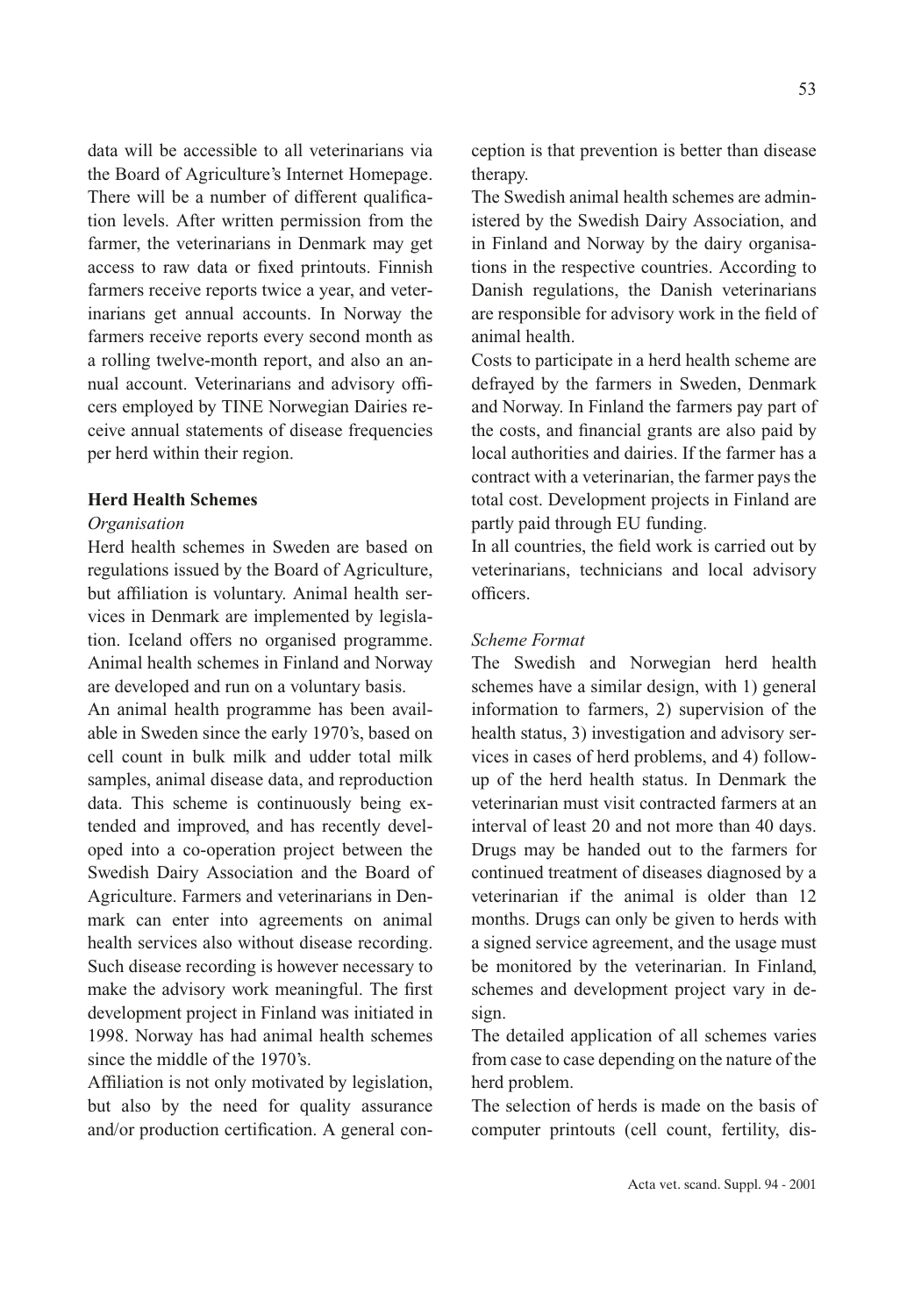data will be accessible to all veterinarians via the Board of Agriculture's Internet Homepage. There will be a number of different qualification levels. After written permission from the farmer, the veterinarians in Denmark may get access to raw data or fixed printouts. Finnish farmers receive reports twice a year, and veterinarians get annual accounts. In Norway the farmers receive reports every second month as a rolling twelve-month report, and also an annual account. Veterinarians and advisory officers employed by TINE Norwegian Dairies receive annual statements of disease frequencies per herd within their region.

## Herd Health Schemes

### *Organisation*

Herd health schemes in Sweden are based on regulations issued by the Board of Agriculture, but affiliation is voluntary. Animal health services in Denmark are implemented by legislation. Iceland offers no organised programme. Animal health schemes in Finland and Norway are developed and run on a voluntary basis.

An animal health programme has been available in Sweden since the early 1970's, based on cell count in bulk milk and udder total milk samples, animal disease data, and reproduction data. This scheme is continuously being extended and improved, and has recently developed into a co-operation project between the Swedish Dairy Association and the Board of Agriculture. Farmers and veterinarians in Denmark can enter into agreements on animal health services also without disease recording. Such disease recording is however necessary to make the advisory work meaningful. The first development project in Finland was initiated in 1998. Norway has had animal health schemes since the middle of the 1970's.

Affiliation is not only motivated by legislation, but also by the need for quality assurance and/or production certification. A general conception is that prevention is better than disease therapy.

The Swedish animal health schemes are administered by the Swedish Dairy Association, and in Finland and Norway by the dairy organisations in the respective countries. According to Danish regulations, the Danish veterinarians are responsible for advisory work in the field of animal health.

Costs to participate in a herd health scheme are defrayed by the farmers in Sweden, Denmark and Norway. In Finland the farmers pay part of the costs, and financial grants are also paid by local authorities and dairies. If the farmer has a contract with a veterinarian, the farmer pays the total cost. Development projects in Finland are partly paid through EU funding.

In all countries, the field work is carried out by veterinarians, technicians and local advisory officers.

### *Scheme Format*

The Swedish and Norwegian herd health schemes have a similar design, with 1) general information to farmers, 2) supervision of the health status, 3) investigation and advisory services in cases of herd problems, and 4) follow-up of the herd health status. In Denmark the veterinarian must visit contracted farmers at an interval of least 20 and not more than 40 days. Drugs may be handed out to the farmers for continued treatment of diseases diagnosed by a veterinarian if the animal is older than 12 months. Drugs can only be given to herds with a signed service agreement, and the usage must be monitored by the veterinarian. In Finland, schemes and development project vary in design.

The detailed application of all schemes varies from case to case depending on the nature of the herd problem.

The selection of herds is made on the basis of computer printouts (cell count, fertility, dis-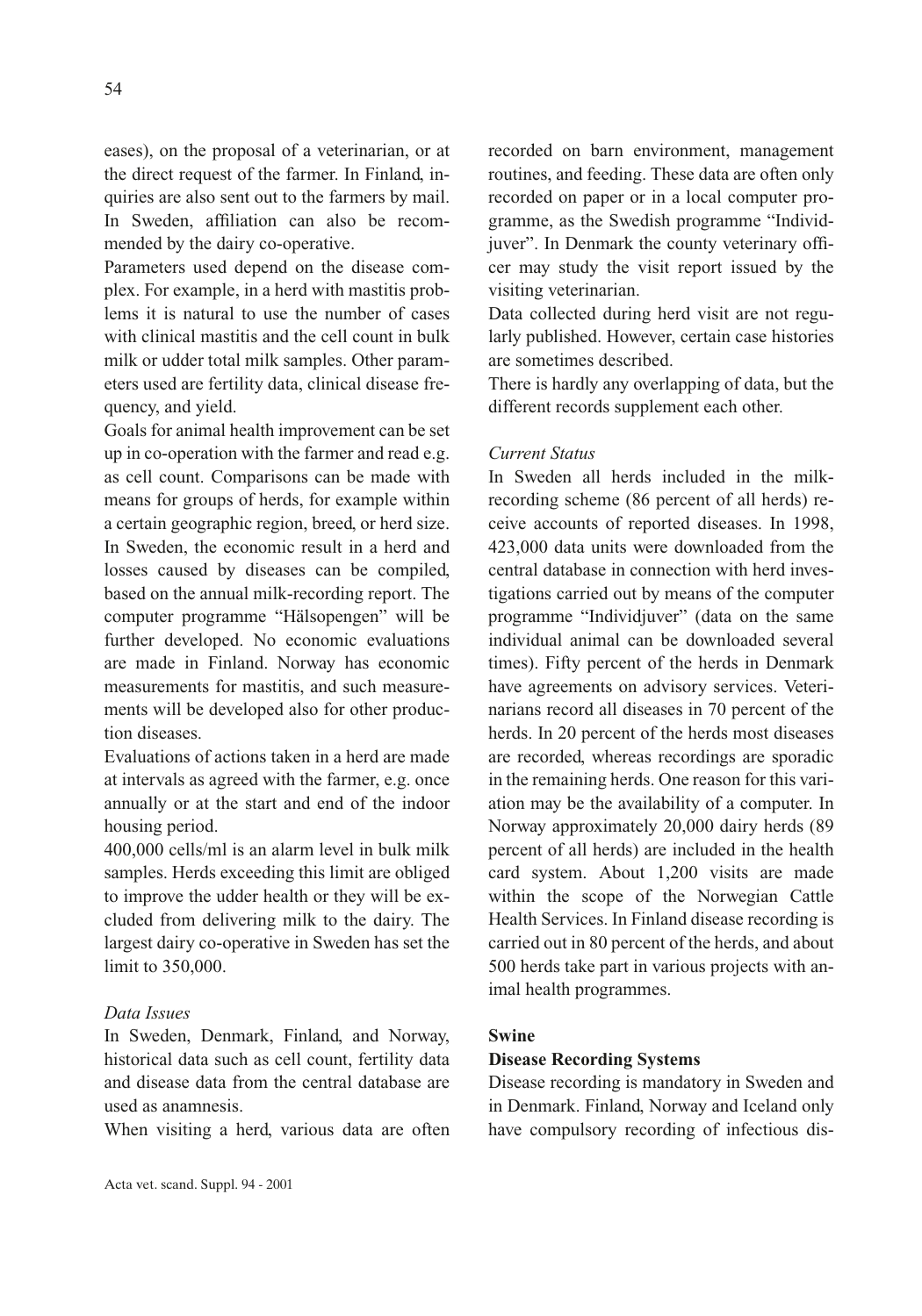eases), on the proposal of a veterinarian, or at the direct request of the farmer. In Finland, inquiries are also sent out to the farmers by mail. In Sweden, affiliation can also be recommended by the dairy co-operative.

Parameters used depend on the disease complex. For example, in a herd with mastitis problems it is natural to use the number of cases with clinical mastitis and the cell count in bulk milk or udder total milk samples. Other parameters used are fertility data, clinical disease frequency, and yield.

Goals for animal health improvement can be set up in co-operation with the farmer and read e.g. as cell count. Comparisons can be made with means for groups of herds, for example within a certain geographic region, breed, or herd size. In Sweden, the economic result in a herd and losses caused by diseases can be compiled, based on the annual milk-recording report. The computer programme "Hälsopengen" will be further developed. No economic evaluations are made in Finland. Norway has economic measurements for mastitis, and such measurements will be developed also for other production diseases.

Evaluations of actions taken in a herd are made at intervals as agreed with the farmer, e.g. once annually or at the start and end of the indoor housing period.

400,000 cells/ml is an alarm level in bulk milk samples. Herds exceeding this limit are obliged to improve the udder health or they will be excluded from delivering milk to the dairy. The largest dairy co-operative in Sweden has set the limit to 350,000.

*Data Issues*

In Sweden, Denmark, Finland, and Norway, historical data such as cell count, fertility data and disease data from the central database are used as anamnesis.

When visiting a herd, various data are often recorded on barn environment, management routines, and feeding. These data are often only recorded on paper or in a local computer programme, as the Swedish programme "Individjuver". In Denmark the county veterinary officer may study the visit report issued by the visiting veterinarian.

Data collected during herd visit are not regularly published. However, certain case histories are sometimes described.

There is hardly any overlapping of data, but the different records supplement each other.

*Current Status*

In Sweden all herds included in the milk-recording scheme (86 percent of all herds) receive accounts of reported diseases. In 1998, 423,000 data units were downloaded from the central database in connection with herd investigations carried out by means of the computer programme "Individjuver" (data on the same individual animal can be downloaded several times). Fifty percent of the herds in Denmark have agreements on advisory services. Veterinarians record all diseases in 70 percent of the herds. In 20 percent of the herds most diseases are recorded, whereas recordings are sporadic in the remaining herds. One reason for this variation may be the availability of a computer. In Norway approximately 20,000 dairy herds (89 percent of all herds) are included in the health card system. About 1,200 visits are made within the scope of the Norwegian Cattle Health Services. In Finland disease recording is carried out in 80 percent of the herds, and about 500 herds take part in various projects with animal health programmes.

## Swine

### Disease Recording Systems

Disease recording is mandatory in Sweden and in Denmark. Finland, Norway and Iceland only have compulsory recording of infectious dis-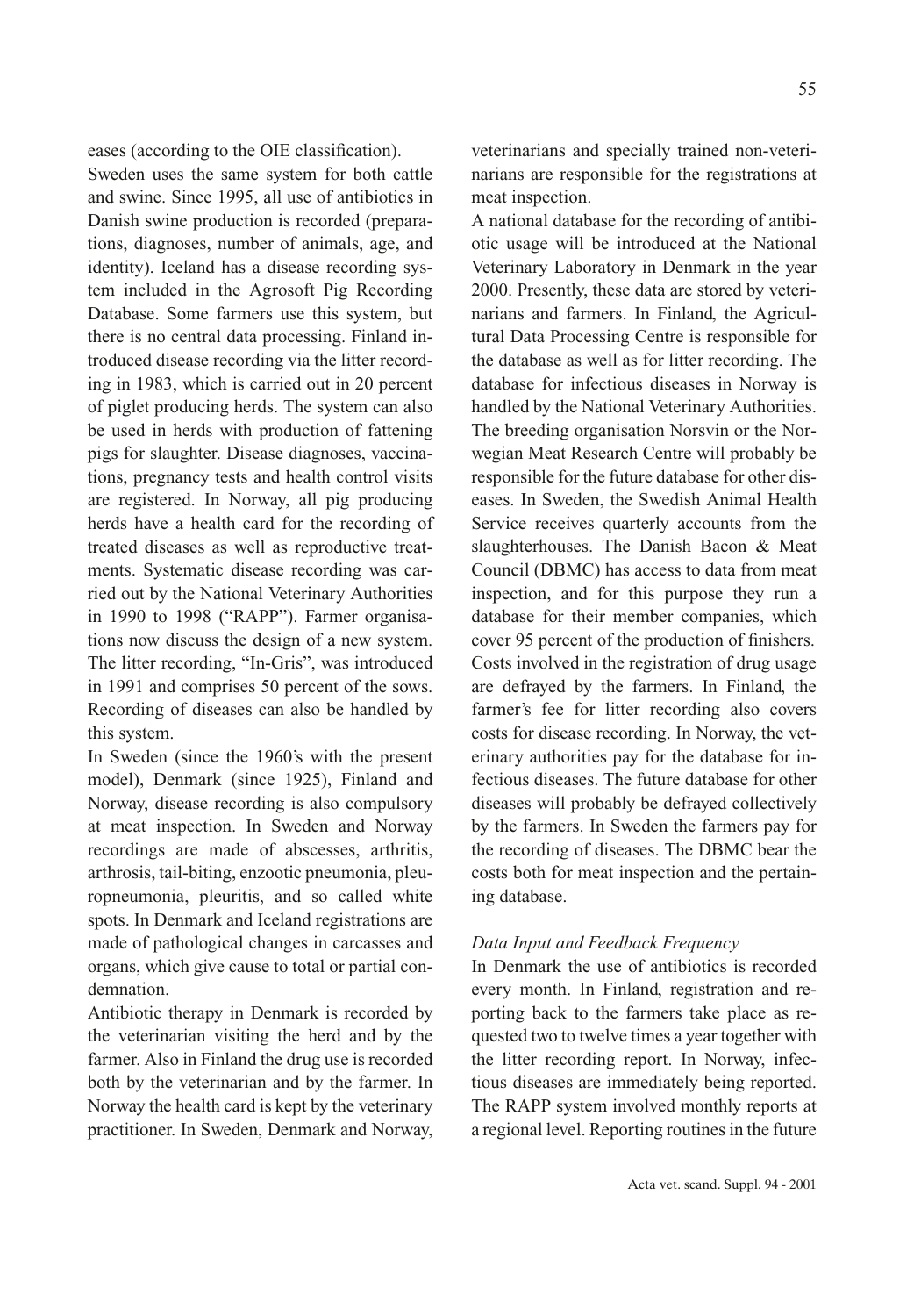eases (according to the OIE classification).

Sweden uses the same system for both cattle and swine. Since 1995, all use of antibiotics in Danish swine production is recorded (preparations, diagnoses, number of animals, age, and identity). Iceland has a disease recording system included in the Agrosoft Pig Recording Database. Some farmers use this system, but there is no central data processing. Finland introduced disease recording via the litter recording in 1983, which is carried out in 20 percent of piglet producing herds. The system can also be used in herds with production of fattening pigs for slaughter. Disease diagnoses, vaccinations, pregnancy tests and health control visits are registered. In Norway, all pig producing herds have a health card for the recording of treated diseases as well as reproductive treatments. Systematic disease recording was carried out by the National Veterinary Authorities in 1990 to 1998 ("RAPP"). Farmer organisations now discuss the design of a new system. The litter recording, "In-Gris", was introduced in 1991 and comprises 50 percent of the sows. Recording of diseases can also be handled by this system.

In Sweden (since the 1960's with the present model), Denmark (since 1925), Finland and Norway, disease recording is also compulsory at meat inspection. In Sweden and Norway recordings are made of abscesses, arthritis, arthrosis, tail-biting, enzootic pneumonia, pleuropneumonia, pleuritis, and so called white spots. In Denmark and Iceland registrations are made of pathological changes in carcasses and organs, which give cause to total or partial condemnation.

Antibiotic therapy in Denmark is recorded by the veterinarian visiting the herd and by the farmer. Also in Finland the drug use is recorded both by the veterinarian and by the farmer. In Norway the health card is kept by the veterinary practitioner. In Sweden, Denmark and Norway, veterinarians and specially trained non-veterinarians are responsible for the registrations at meat inspection.

A national database for the recording of antibiotic usage will be introduced at the National Veterinary Laboratory in Denmark in the year 2000. Presently, these data are stored by veterinarians and farmers. In Finland, the Agricultural Data Processing Centre is responsible for the database as well as for litter recording. The database for infectious diseases in Norway is handled by the National Veterinary Authorities. The breeding organisation Norsvin or the Norwegian Meat Research Centre will probably be responsible for the future database for other diseases. In Sweden, the Swedish Animal Health Service receives quarterly accounts from the slaughterhouses. The Danish Bacon & Meat Council (DBMC) has access to data from meat inspection, and for this purpose they run a database for their member companies, which cover 95 percent of the production of finishers. Costs involved in the registration of drug usage are defrayed by the farmers. In Finland, the farmer's fee for litter recording also covers costs for disease recording. In Norway, the veterinary authorities pay for the database for infectious diseases. The future database for other diseases will probably be defrayed collectively by the farmers. In Sweden the farmers pay for the recording of diseases. The DBMC bear the costs both for meat inspection and the pertaining database.

*Data Input and Feedback Frequency*

In Denmark the use of antibiotics is recorded every month. In Finland, registration and reporting back to the farmers take place as requested two to twelve times a year together with the litter recording report. In Norway, infectious diseases are immediately being reported. The RAPP system involved monthly reports at a regional level. Reporting routines in the future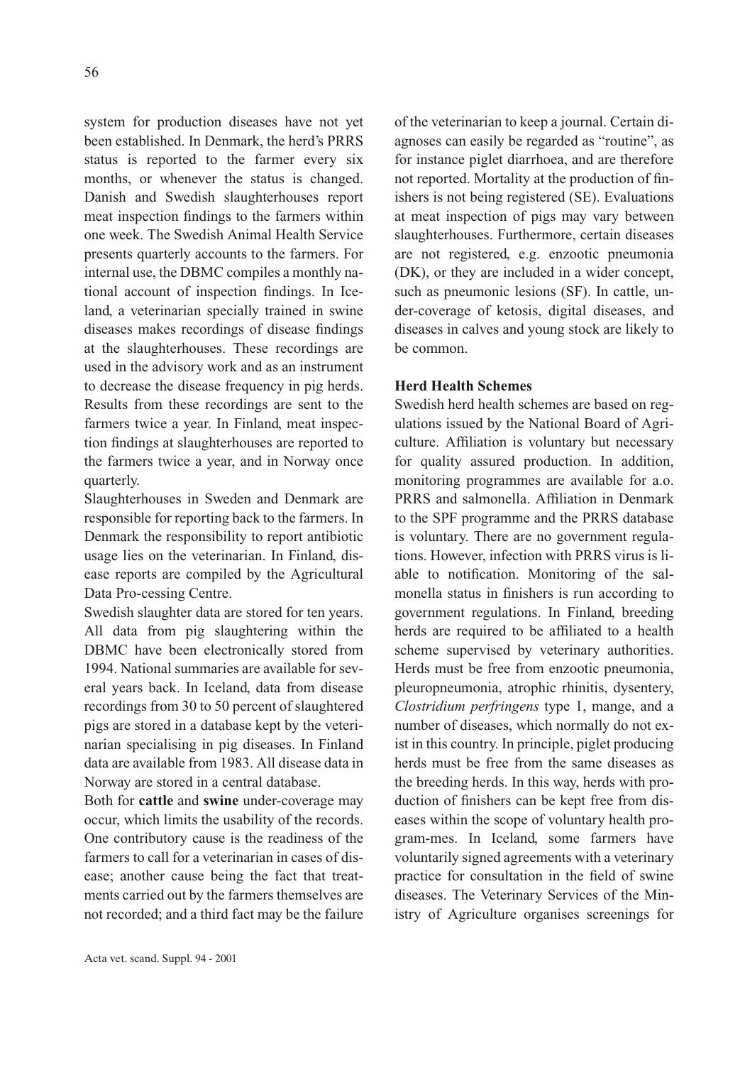system for production diseases have not yet been established. In Denmark, the herd's PRRS status is reported to the farmer every six months, or whenever the status is changed. Danish and Swedish slaughterhouses report meat inspection findings to the farmers within one week. The Swedish Animal Health Service presents quarterly accounts to the farmers. For internal use, the DBMC compiles a monthly national account of inspection findings. In Iceland, a veterinarian specially trained in swine diseases makes recordings of disease findings at the slaughterhouses. These recordings are used in the advisory work and as an instrument to decrease the disease frequency in pig herds. Results from these recordings are sent to the farmers twice a year. In Finland, meat inspection findings at slaughterhouses are reported to the farmers twice a year, and in Norway once quarterly.

Slaughterhouses in Sweden and Denmark are responsible for reporting back to the farmers. In Denmark the responsibility to report antibiotic usage lies on the veterinarian. In Finland, disease reports are compiled by the Agricultural Data Pro-cessing Centre.

Swedish slaughter data are stored for ten years. All data from pig slaughtering within the DBMC have been electronically stored from 1994. National summaries are available for several years back. In Iceland, data from disease recordings from 30 to 50 percent of slaughtered pigs are stored in a database kept by the veterinarian specialising in pig diseases. In Finland data are available from 1983. All disease data in Norway are stored in a central database.

Both for **cattle** and **swine** under-coverage may occur, which limits the usability of the records. One contributory cause is the readiness of the farmers to call for a veterinarian in cases of disease; another cause being the fact that treatments carried out by the farmers themselves are not recorded; and a third fact may be the failure of the veterinarian to keep a journal. Certain diagnoses can easily be regarded as "routine", as for instance piglet diarrhoea, and are therefore not reported. Mortality at the production of finishers is not being registered (SE). Evaluations at meat inspection of pigs may vary between slaughterhouses. Furthermore, certain diseases are not registered, e.g. enzootic pneumonia (DK), or they are included in a wider concept, such as pneumonic lesions (SF). In cattle, under-coverage of ketosis, digital diseases, and diseases in calves and young stock are likely to be common.

**Herd Health Schemes**

Swedish herd health schemes are based on regulations issued by the National Board of Agriculture. Affiliation is voluntary but necessary for quality assured production. In addition, monitoring programmes are available for a.o. PRRS and salmonella. Affiliation in Denmark to the SPF programme and the PRRS database is voluntary. There are no government regulations. However, infection with PRRS virus is liable to notification. Monitoring of the salmonella status in finishers is run according to government regulations. In Finland, breeding herds are required to be affiliated to a health scheme supervised by veterinary authorities. Herds must be free from enzootic pneumonia, pleuropneumonia, atrophic rhinitis, dysentery, *Clostridium perfringens* type 1, mange, and a number of diseases, which normally do not exist in this country. In principle, piglet producing herds must be free from the same diseases as the breeding herds. In this way, herds with production of finishers can be kept free from diseases within the scope of voluntary health program-mes. In Iceland, some farmers have voluntarily signed agreements with a veterinary practice for consultation in the field of swine diseases. The Veterinary Services of the Ministry of Agriculture organises screenings for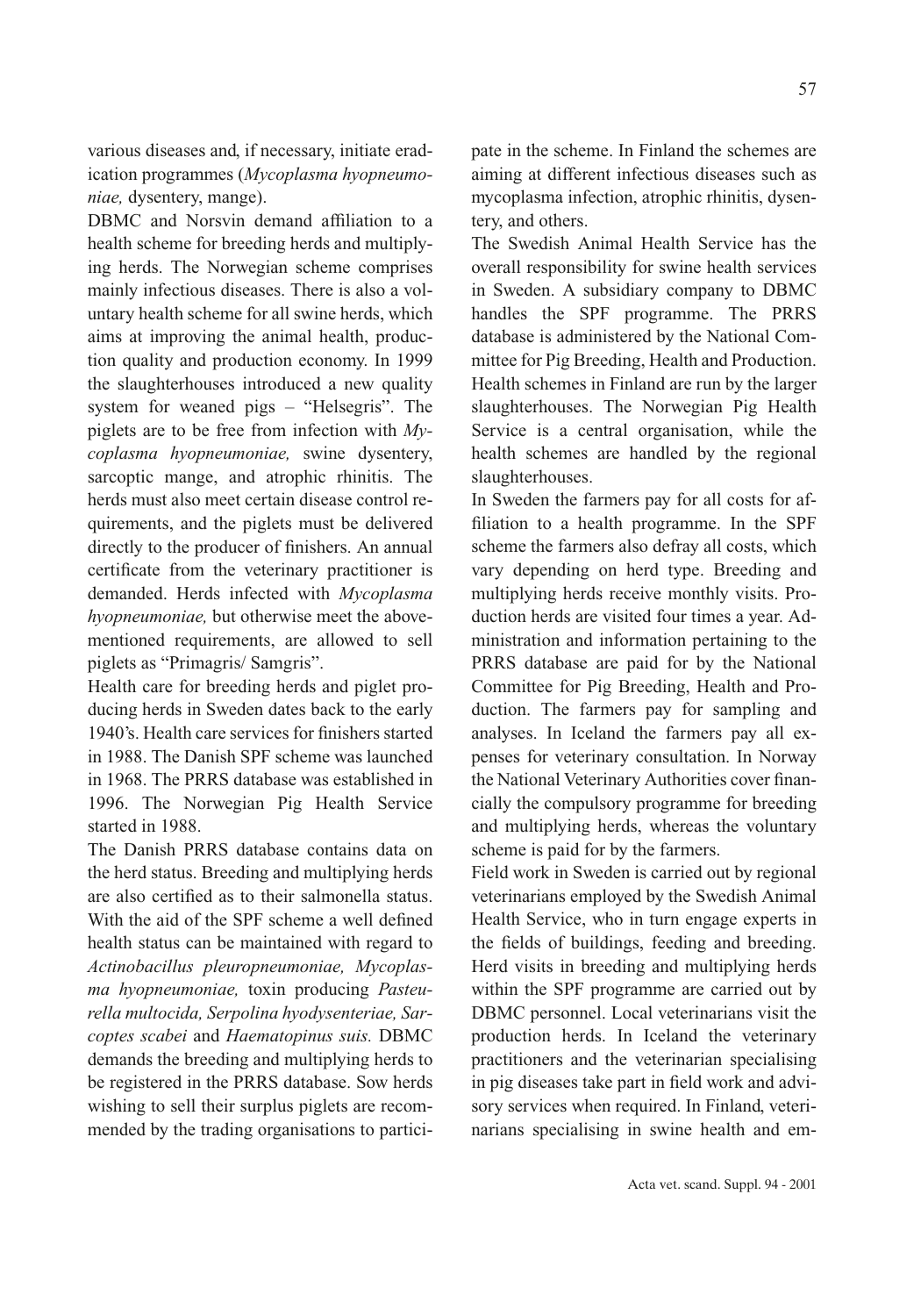various diseases and, if necessary, initiate eradication programmes (*Mycoplasma hyopneumoniae,* dysentery, mange).

DBMC and Norsvin demand affiliation to a health scheme for breeding herds and multiplying herds. The Norwegian scheme comprises mainly infectious diseases. There is also a voluntary health scheme for all swine herds, which aims at improving the animal health, production quality and production economy. In 1999 the slaughterhouses introduced a new quality system for weaned pigs – "Helsegris". The piglets are to be free from infection with *Mycoplasma hyopneumoniae,* swine dysentery, sarcoptic mange, and atrophic rhinitis. The herds must also meet certain disease control requirements, and the piglets must be delivered directly to the producer of finishers. An annual certificate from the veterinary practitioner is demanded. Herds infected with *Mycoplasma hyopneumoniae,* but otherwise meet the above-mentioned requirements, are allowed to sell piglets as "Primagris/ Samgris".

Health care for breeding herds and piglet producing herds in Sweden dates back to the early 1940's. Health care services for finishers started in 1988. The Danish SPF scheme was launched in 1968. The PRRS database was established in 1996. The Norwegian Pig Health Service started in 1988.

The Danish PRRS database contains data on the herd status. Breeding and multiplying herds are also certified as to their salmonella status. With the aid of the SPF scheme a well defined health status can be maintained with regard to *Actinobacillus pleuropneumoniae, Mycoplasma hyopneumoniae,* toxin producing *Pasteurella multocida, Serpolina hyodysenteriae, Sarcoptes scabei* and *Haematopinus suis.* DBMC demands the breeding and multiplying herds to be registered in the PRRS database. Sow herds wishing to sell their surplus piglets are recommended by the trading organisations to participate in the scheme. In Finland the schemes are aiming at different infectious diseases such as mycoplasma infection, atrophic rhinitis, dysentery, and others.

The Swedish Animal Health Service has the overall responsibility for swine health services in Sweden. A subsidiary company to DBMC handles the SPF programme. The PRRS database is administered by the National Committee for Pig Breeding, Health and Production. Health schemes in Finland are run by the larger slaughterhouses. The Norwegian Pig Health Service is a central organisation, while the health schemes are handled by the regional slaughterhouses.

In Sweden the farmers pay for all costs for affiliation to a health programme. In the SPF scheme the farmers also defray all costs, which vary depending on herd type. Breeding and multiplying herds receive monthly visits. Production herds are visited four times a year. Administration and information pertaining to the PRRS database are paid for by the National Committee for Pig Breeding, Health and Production. The farmers pay for sampling and analyses. In Iceland the farmers pay all expenses for veterinary consultation. In Norway the National Veterinary Authorities cover financially the compulsory programme for breeding and multiplying herds, whereas the voluntary scheme is paid for by the farmers.

Field work in Sweden is carried out by regional veterinarians employed by the Swedish Animal Health Service, who in turn engage experts in the fields of buildings, feeding and breeding. Herd visits in breeding and multiplying herds within the SPF programme are carried out by DBMC personnel. Local veterinarians visit the production herds. In Iceland the veterinary practitioners and the veterinarian specialising in pig diseases take part in field work and advisory services when required. In Finland, veterinarians specialising in swine health and em-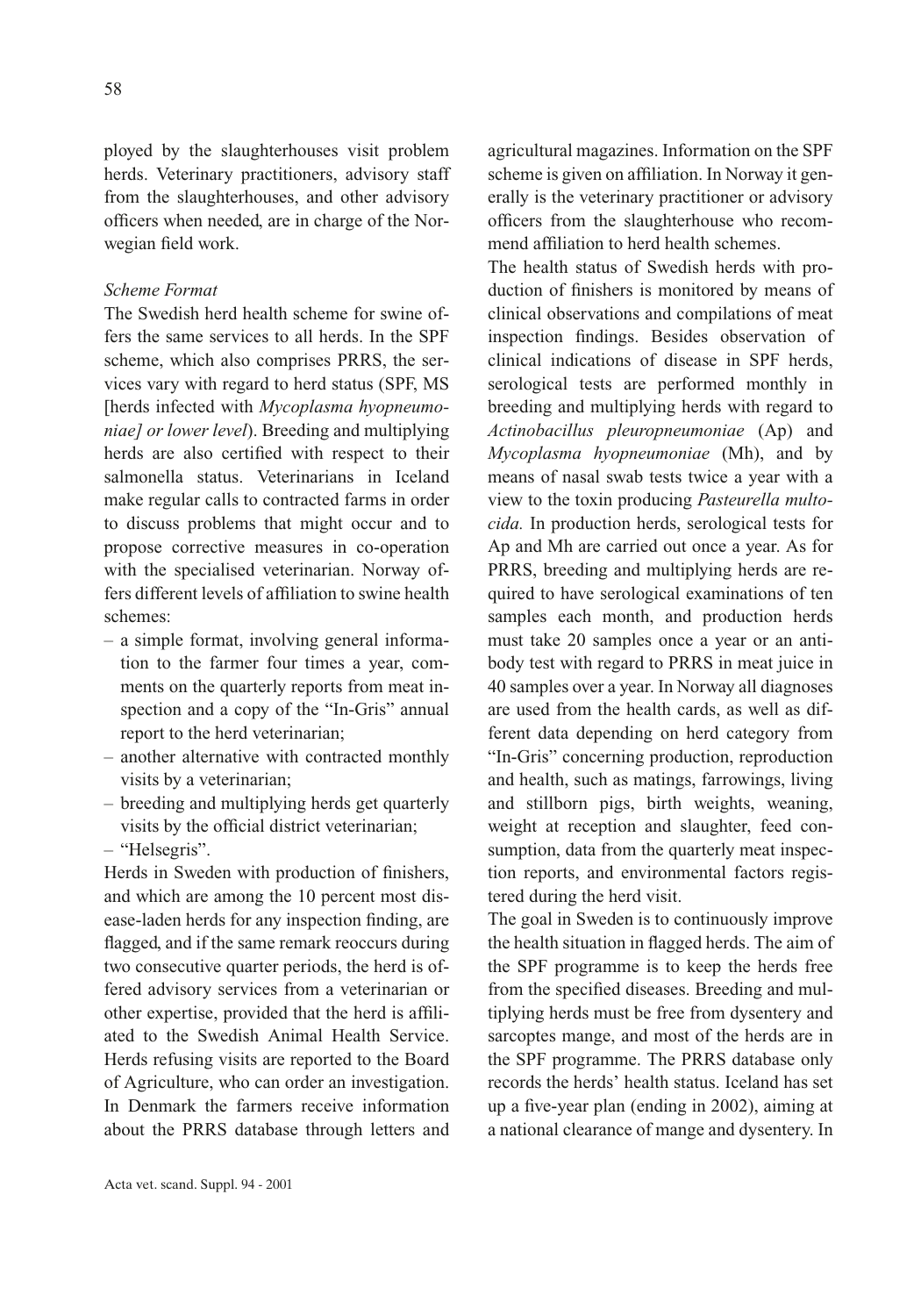ployed by the slaughterhouses visit problem herds. Veterinary practitioners, advisory staff from the slaughterhouses, and other advisory officers when needed, are in charge of the Norwegian field work.

*Scheme Format*

The Swedish herd health scheme for swine offers the same services to all herds. In the SPF scheme, which also comprises PRRS, the services vary with regard to herd status (SPF, MS [herds infected with *Mycoplasma hyopneumoniae] or lower level*). Breeding and multiplying herds are also certified with respect to their salmonella status. Veterinarians in Iceland make regular calls to contracted farms in order to discuss problems that might occur and to propose corrective measures in co-operation with the specialised veterinarian. Norway offers different levels of affiliation to swine health schemes:

– a simple format, involving general information to the farmer four times a year, comments on the quarterly reports from meat inspection and a copy of the "In-Gris" annual report to the herd veterinarian;
– another alternative with contracted monthly visits by a veterinarian;
– breeding and multiplying herds get quarterly visits by the official district veterinarian;
– "Helsegris".

Herds in Sweden with production of finishers, and which are among the 10 percent most disease-laden herds for any inspection finding, are flagged, and if the same remark reoccurs during two consecutive quarter periods, the herd is offered advisory services from a veterinarian or other expertise, provided that the herd is affiliated to the Swedish Animal Health Service. Herds refusing visits are reported to the Board of Agriculture, who can order an investigation. In Denmark the farmers receive information about the PRRS database through letters and agricultural magazines. Information on the SPF scheme is given on affiliation. In Norway it generally is the veterinary practitioner or advisory officers from the slaughterhouse who recommend affiliation to herd health schemes.

The health status of Swedish herds with production of finishers is monitored by means of clinical observations and compilations of meat inspection findings. Besides observation of clinical indications of disease in SPF herds, serological tests are performed monthly in breeding and multiplying herds with regard to *Actinobacillus pleuropneumoniae* (Ap) and *Mycoplasma hyopneumoniae* (Mh), and by means of nasal swab tests twice a year with a view to the toxin producing *Pasteurella multocida.* In production herds, serological tests for Ap and Mh are carried out once a year. As for PRRS, breeding and multiplying herds are required to have serological examinations of ten samples each month, and production herds must take 20 samples once a year or an antibody test with regard to PRRS in meat juice in 40 samples over a year. In Norway all diagnoses are used from the health cards, as well as different data depending on herd category from "In-Gris" concerning production, reproduction and health, such as matings, farrowings, living and stillborn pigs, birth weights, weaning, weight at reception and slaughter, feed consumption, data from the quarterly meat inspection reports, and environmental factors registered during the herd visit.

The goal in Sweden is to continuously improve the health situation in flagged herds. The aim of the SPF programme is to keep the herds free from the specified diseases. Breeding and multiplying herds must be free from dysentery and sarcoptes mange, and most of the herds are in the SPF programme. The PRRS database only records the herds' health status. Iceland has set up a five-year plan (ending in 2002), aiming at a national clearance of mange and dysentery. In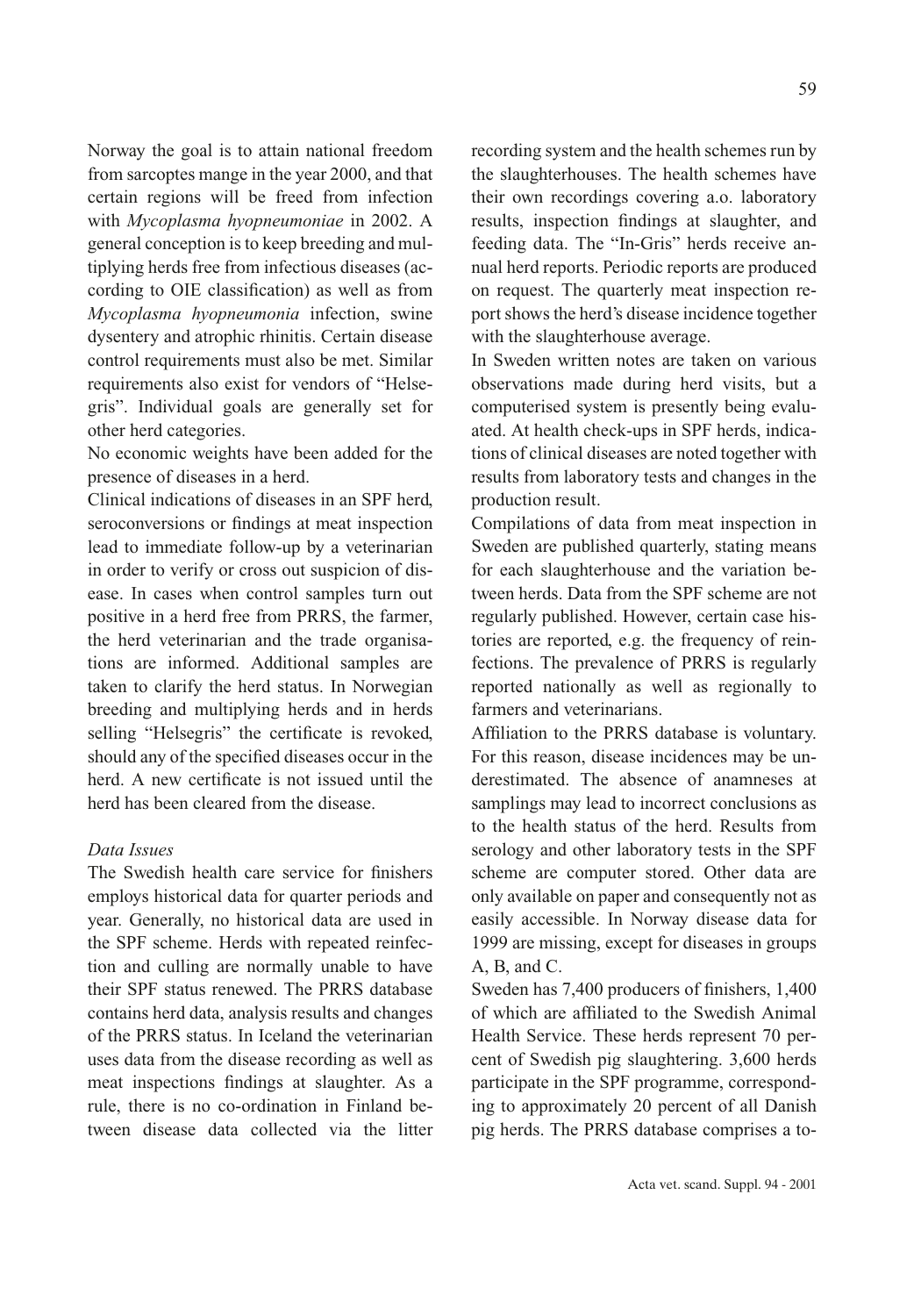Norway the goal is to attain national freedom from sarcoptes mange in the year 2000, and that certain regions will be freed from infection with *Mycoplasma hyopneumoniae* in 2002. A general conception is to keep breeding and multiplying herds free from infectious diseases (according to OIE classification) as well as from *Mycoplasma hyopneumonia* infection, swine dysentery and atrophic rhinitis. Certain disease control requirements must also be met. Similar requirements also exist for vendors of "Helsegris". Individual goals are generally set for other herd categories.

No economic weights have been added for the presence of diseases in a herd.

Clinical indications of diseases in an SPF herd, seroconversions or findings at meat inspection lead to immediate follow-up by a veterinarian in order to verify or cross out suspicion of disease. In cases when control samples turn out positive in a herd free from PRRS, the farmer, the herd veterinarian and the trade organisations are informed. Additional samples are taken to clarify the herd status. In Norwegian breeding and multiplying herds and in herds selling "Helsegris" the certificate is revoked, should any of the specified diseases occur in the herd. A new certificate is not issued until the herd has been cleared from the disease.

*Data Issues*

The Swedish health care service for finishers employs historical data for quarter periods and year. Generally, no historical data are used in the SPF scheme. Herds with repeated reinfection and culling are normally unable to have their SPF status renewed. The PRRS database contains herd data, analysis results and changes of the PRRS status. In Iceland the veterinarian uses data from the disease recording as well as meat inspections findings at slaughter. As a rule, there is no co-ordination in Finland between disease data collected via the litter recording system and the health schemes run by the slaughterhouses. The health schemes have their own recordings covering a.o. laboratory results, inspection findings at slaughter, and feeding data. The "In-Gris" herds receive annual herd reports. Periodic reports are produced on request. The quarterly meat inspection report shows the herd's disease incidence together with the slaughterhouse average.

In Sweden written notes are taken on various observations made during herd visits, but a computerised system is presently being evaluated. At health check-ups in SPF herds, indications of clinical diseases are noted together with results from laboratory tests and changes in the production result.

Compilations of data from meat inspection in Sweden are published quarterly, stating means for each slaughterhouse and the variation between herds. Data from the SPF scheme are not regularly published. However, certain case histories are reported, e.g. the frequency of reinfections. The prevalence of PRRS is regularly reported nationally as well as regionally to farmers and veterinarians.

Affiliation to the PRRS database is voluntary. For this reason, disease incidences may be underestimated. The absence of anamneses at samplings may lead to incorrect conclusions as to the health status of the herd. Results from serology and other laboratory tests in the SPF scheme are computer stored. Other data are only available on paper and consequently not as easily accessible. In Norway disease data for 1999 are missing, except for diseases in groups A, B, and C.

Sweden has 7,400 producers of finishers, 1,400 of which are affiliated to the Swedish Animal Health Service. These herds represent 70 percent of Swedish pig slaughtering. 3,600 herds participate in the SPF programme, corresponding to approximately 20 percent of all Danish pig herds. The PRRS database comprises a to-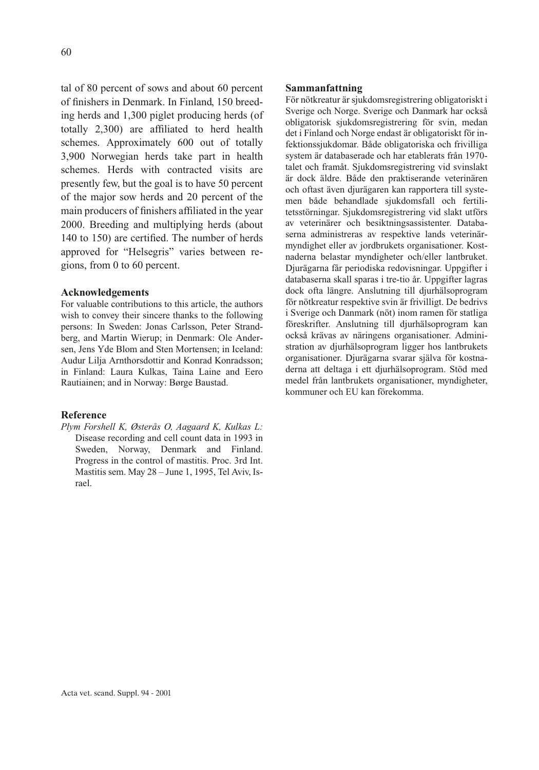tal of 80 percent of sows and about 60 percent of finishers in Denmark. In Finland, 150 breeding herds and 1,300 piglet producing herds (of totally 2,300) are affiliated to herd health schemes. Approximately 600 out of totally 3,900 Norwegian herds take part in health schemes. Herds with contracted visits are presently few, but the goal is to have 50 percent of the major sow herds and 20 percent of the main producers of finishers affiliated in the year 2000. Breeding and multiplying herds (about 140 to 150) are certified. The number of herds approved for "Helsegris" varies between regions, from 0 to 60 percent.

## Acknowledgements

For valuable contributions to this article, the authors wish to convey their sincere thanks to the following persons: In Sweden: Jonas Carlsson, Peter Strandberg, and Martin Wierup; in Denmark: Ole Andersen, Jens Yde Blom and Sten Mortensen; in Iceland: Audur Lilja Arnthorsdottir and Konrad Konradsson; in Finland: Laura Kulkas, Taina Laine and Eero Rautiainen; and in Norway: Børge Baustad.

## Reference

*Plym Forshell K, Østerås O, Aagaard K, Kulkas L:* Disease recording and cell count data in 1993 in Sweden, Norway, Denmark and Finland. Progress in the control of mastitis. Proc. 3rd Int. Mastitis sem. May 28 – June 1, 1995, Tel Aviv, Israel.

## Sammanfattning

För nötkreatur är sjukdomsregistrering obligatoriskt i Sverige och Norge. Sverige och Danmark har också obligatorisk sjukdomsregistrering för svin, medan det i Finland och Norge endast är obligatoriskt för infektionssjukdomar. Både obligatoriska och frivilliga system är databaserade och har etablerats från 1970-talet och framåt. Sjukdomsregistrering vid svinslakt är dock äldre. Både den praktiserande veterinären och oftast även djurägaren kan rapportera till systemen både behandlade sjukdomsfall och fertilitetsstörningar. Sjukdomsregistrering vid slakt utförs av veterinärer och besiktningsassistenter. Databaserna administreras av respektive lands veterinärmyndighet eller av jordbrukets organisationer. Kostnaderna belastar myndigheter och/eller lantbruket. Djurägarna får periodiska redovisningar. Uppgifter i databaserna skall sparas i tre-tio år. Uppgifter lagras dock ofta längre. Anslutning till djurhälsoprogram för nötkreatur respektive svin är frivilligt. De bedrivs i Sverige och Danmark (nöt) inom ramen för statliga föreskrifter. Anslutning till djurhälsoprogram kan också krävas av näringens organisationer. Administration av djurhälsoprogram ligger hos lantbrukets organisationer. Djurägarna svarar själva för kostnaderna att deltaga i ett djurhälsoprogram. Stöd med medel från lantbrukets organisationer, myndigheter, kommuner och EU kan förekomma.